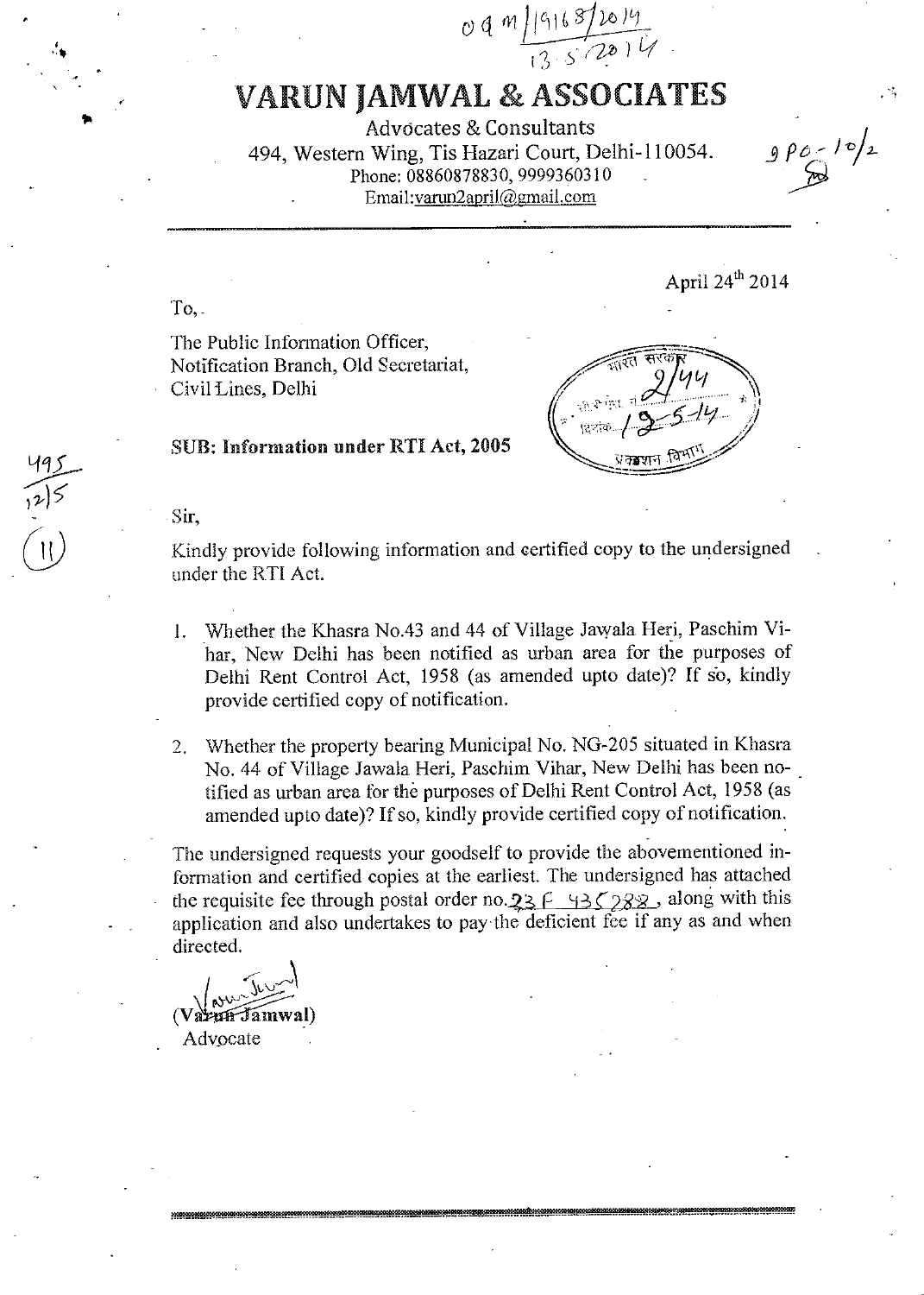# VARUN JAMWAL & ASSOCIATES

Advocates & Consultants

494, Western Wing, Tis Hazari Court, Delhi-110054.

Phone: 08860878830, 9999360310

Email:varun2april@gmail.com

April 24th 2014

To,

The Public Information Officer,
Notification Branch, Old Secretariat,
Civil Lines, Delhi

**SUB: Information under RTI Act, 2005**

Sir,

Kindly provide following information and certified copy to the undersigned under the RTI Act.

1. Whether the Khasra No.43 and 44 of Village Jawala Heri, Paschim Vihar, New Delhi has been notified as urban area for the purposes of Delhi Rent Control Act, 1958 (as amended upto date)? If so, kindly provide certified copy of notification.

2. Whether the property bearing Municipal No. NG-205 situated in Khasra No. 44 of Village Jawala Heri, Paschim Vihar, New Delhi has been notified as urban area for the purposes of Delhi Rent Control Act, 1958 (as amended upto date)? If so, kindly provide certified copy of notification.

The undersigned requests your goodself to provide the abovementioned information and certified copies at the earliest. The undersigned has attached the requisite fee through postal order no. 23F 435288, along with this application and also undertakes to pay the deficient fee if any as and when directed.

(Varun Jamwal)
Advocate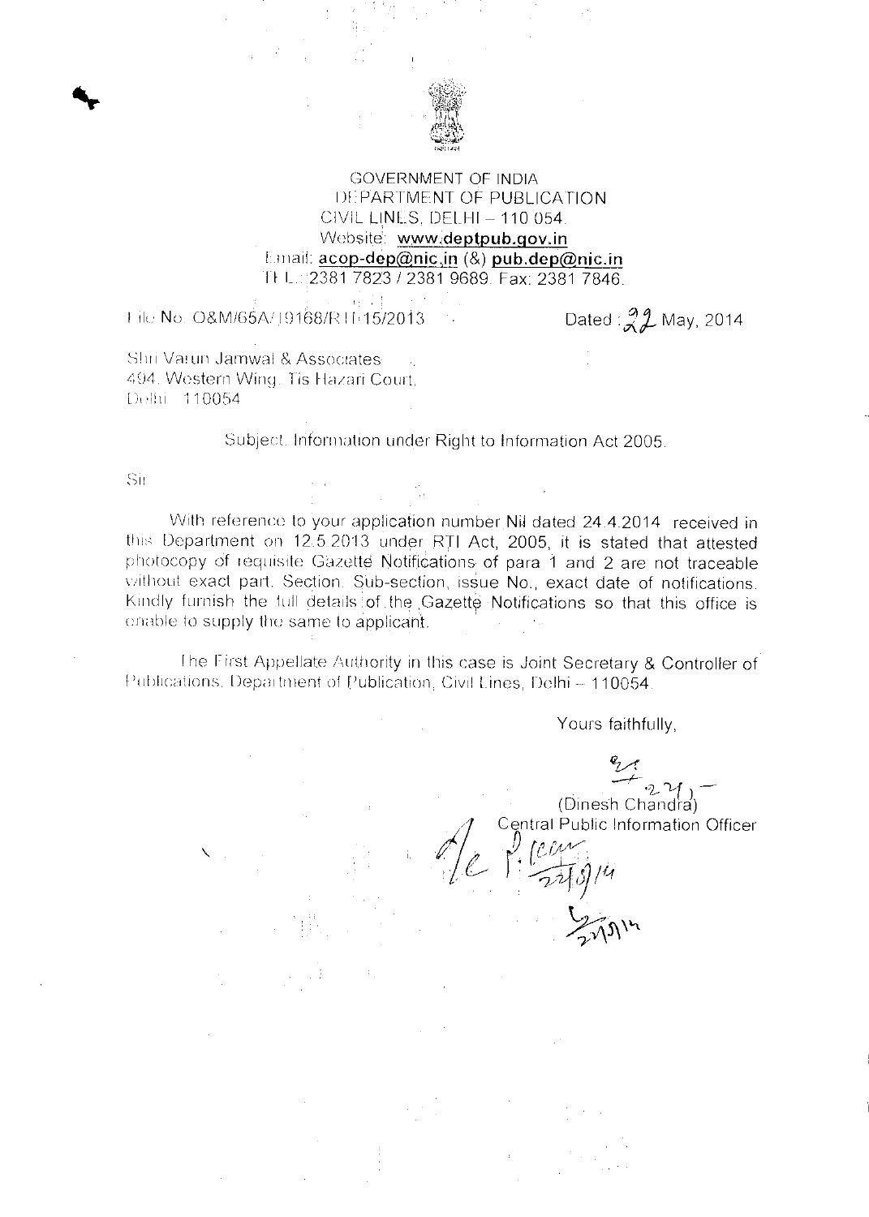GOVERNMENT OF INDIA
DEPARTMENT OF PUBLICATION
CIVIL LINES, DELHI – 110 054.
Website: **www.deptpub.gov.in**
Email: **acop-dep@nic.in** (&) **pub.dep@nic.in**
TEL.: 2381 7823 / 2381 9689. Fax: 2381 7846.

File No. O&M/65A/19168/RTI-15/2013 Dated : 22 May, 2014

Shri Varun Jamwal & Associates
494, Western Wing, Tis Hazari Court,
Delhi 110054

Subject: Information under Right to Information Act 2005.

Sir

With reference to your application number Nil dated 24.4.2014 received in this Department on 12.5.2013 under RTI Act, 2005, it is stated that attested photocopy of requisite Gazette Notifications of para 1 and 2 are not traceable without exact part, Section, Sub-section, issue No., exact date of notifications. Kindly furnish the full details of the Gazette Notifications so that this office is enable to supply the same to applicant.

The First Appellate Authority in this case is Joint Secretary & Controller of Publications, Department of Publication, Civil Lines, Delhi – 110054.

Yours faithfully,

(Dinesh Chandra)
Central Public Information Officer